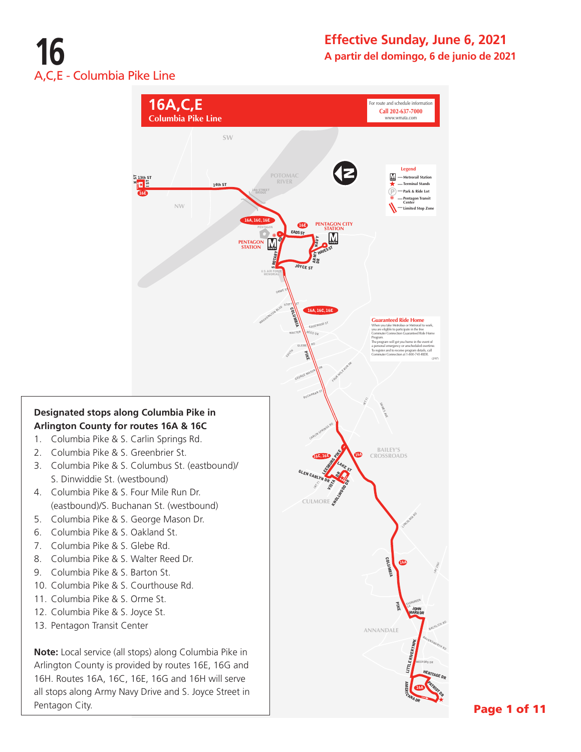# 16

## A,C,E - Columbia Pike Line

**Effective Sunday, June 6, 2021**

**A partir del domingo, 6 de junio de 2021**

## 16A,C,E
**Columbia Pike Line**

For route and schedule information
Call 202-637-7000
www.wmata.com

**Legend**
- Metrorail Station
- Terminal Stands
- Park & Ride Lot
- Pentagon Transit Center
- Limited Stop Zone

**Guaranteed Ride Home**

When you take Metrobus or Metrorail to work, you are eligible to participate in the free Commuter Connection Guaranteed Ride Home Program.
The program will get you home in the event of a personal emergency or unscheduled overtime.
To register and to receive program details, call Commuter Connection at 1-800-745-RIDE.

### Designated stops along Columbia Pike in Arlington County for routes 16A & 16C

1. Columbia Pike & S. Carlin Springs Rd.
2. Columbia Pike & S. Greenbrier St.
3. Columbia Pike & S. Columbus St. (eastbound)/ S. Dinwiddie St. (westbound)
4. Columbia Pike & S. Four Mile Run Dr. (eastbound)/S. Buchanan St. (westbound)
5. Columbia Pike & S. George Mason Dr.
6. Columbia Pike & S. Oakland St.
7. Columbia Pike & S. Glebe Rd.
8. Columbia Pike & S. Walter Reed Dr.
9. Columbia Pike & S. Barton St.
10. Columbia Pike & S. Courthouse Rd.
11. Columbia Pike & S. Orme St.
12. Columbia Pike & S. Joyce St.
13. Pentagon Transit Center

**Note:** Local service (all stops) along Columbia Pike in Arlington County is provided by routes 16E, 16G and 16H. Routes 16A, 16C, 16E, 16G and 16H will serve all stops along Army Navy Drive and S. Joyce Street in Pentagon City.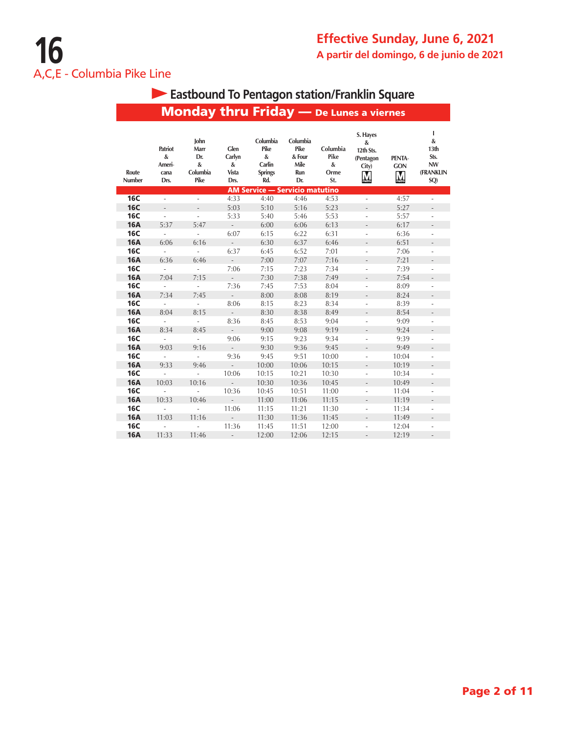# 16

A,C,E - Columbia Pike Line

**Effective Sunday, June 6, 2021**

**A partir del domingo, 6 de junio de 2021**

## Eastbound To Pentagon station/Franklin Square

### Monday thru Friday — De Lunes a viernes

| Route Number | Patriot & Americana Drs. | John Marr Dr. & Columbia Pike | Glen Carlyn & Vista Drs. | Columbia Pike & Carlin Springs Rd. | Columbia Pike & Four Mile Run Dr. | Columbia Pike & Orme St. | S. Hayes & 12th Sts. (Pentagon City) | PENTAGON | I & 13th Sts. NW (FRANKLIN SQ) |
|---|---|---|---|---|---|---|---|---|---|
| **AM Service — Servicio matutino** | | | | | | | | | |
| 16C | - | - | 4:33 | 4:40 | 4:46 | 4:53 | - | 4:57 | - |
| 16C | - | - | 5:03 | 5:10 | 5:16 | 5:23 | - | 5:27 | - |
| 16C | - | - | 5:33 | 5:40 | 5:46 | 5:53 | - | 5:57 | - |
| 16A | 5:37 | 5:47 | - | 6:00 | 6:06 | 6:13 | - | 6:17 | - |
| 16C | - | - | 6:07 | 6:15 | 6:22 | 6:31 | - | 6:36 | - |
| 16A | 6:06 | 6:16 | - | 6:30 | 6:37 | 6:46 | - | 6:51 | - |
| 16C | - | - | 6:37 | 6:45 | 6:52 | 7:01 | - | 7:06 | - |
| 16A | 6:36 | 6:46 | - | 7:00 | 7:07 | 7:16 | - | 7:21 | - |
| 16C | - | - | 7:06 | 7:15 | 7:23 | 7:34 | - | 7:39 | - |
| 16A | 7:04 | 7:15 | - | 7:30 | 7:38 | 7:49 | - | 7:54 | - |
| 16C | - | - | 7:36 | 7:45 | 7:53 | 8:04 | - | 8:09 | - |
| 16A | 7:34 | 7:45 | - | 8:00 | 8:08 | 8:19 | - | 8:24 | - |
| 16C | - | - | 8:06 | 8:15 | 8:23 | 8:34 | - | 8:39 | - |
| 16A | 8:04 | 8:15 | - | 8:30 | 8:38 | 8:49 | - | 8:54 | - |
| 16C | - | - | 8:36 | 8:45 | 8:53 | 9:04 | - | 9:09 | - |
| 16A | 8:34 | 8:45 | - | 9:00 | 9:08 | 9:19 | - | 9:24 | - |
| 16C | - | - | 9:06 | 9:15 | 9:23 | 9:34 | - | 9:39 | - |
| 16A | 9:03 | 9:16 | - | 9:30 | 9:36 | 9:45 | - | 9:49 | - |
| 16C | - | - | 9:36 | 9:45 | 9:51 | 10:00 | - | 10:04 | - |
| 16A | 9:33 | 9:46 | - | 10:00 | 10:06 | 10:15 | - | 10:19 | - |
| 16C | - | - | 10:06 | 10:15 | 10:21 | 10:30 | - | 10:34 | - |
| 16A | 10:03 | 10:16 | - | 10:30 | 10:36 | 10:45 | - | 10:49 | - |
| 16C | - | - | 10:36 | 10:45 | 10:51 | 11:00 | - | 11:04 | - |
| 16A | 10:33 | 10:46 | - | 11:00 | 11:06 | 11:15 | - | 11:19 | - |
| 16C | - | - | 11:06 | 11:15 | 11:21 | 11:30 | - | 11:34 | - |
| 16A | 11:03 | 11:16 | - | 11:30 | 11:36 | 11:45 | - | 11:49 | - |
| 16C | - | - | 11:36 | 11:45 | 11:51 | 12:00 | - | 12:04 | - |
| 16A | 11:33 | 11:46 | - | 12:00 | 12:06 | 12:15 | - | 12:19 | - |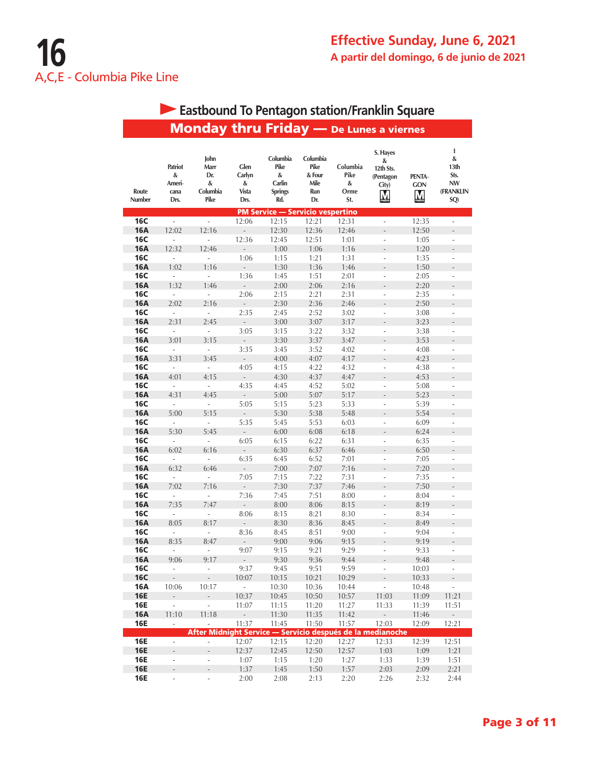# 16

A,C,E - Columbia Pike Line

## Effective Sunday, June 6, 2021

## A partir del domingo, 6 de junio de 2021

### Eastbound To Pentagon station/Franklin Square

### Monday thru Friday — De Lunes a viernes

| Route Number | Patriot & Americana Drs. | John Marr Dr. & Columbia Pike | Glen Carlyn & Vista Drs. | Columbia Pike & Carlin Springs Rd. | Columbia Pike & Four Mile Run Dr. | Columbia Pike & Orme St. | S. Hayes & 12th Sts. (Pentagon City) | PENTAGON | I & 13th Sts. NW (FRANKLIN SQ) |
|---|---|---|---|---|---|---|---|---|---|
| **PM Service — Servicio vespertino** | | | | | | | | | |
| 16C | - | - | 12:06 | 12:15 | 12:21 | 12:31 | - | 12:35 | - |
| 16A | 12:02 | 12:16 | - | 12:30 | 12:36 | 12:46 | - | 12:50 | - |
| 16C | - | - | 12:36 | 12:45 | 12:51 | 1:01 | - | 1:05 | - |
| 16A | 12:32 | 12:46 | - | 1:00 | 1:06 | 1:16 | - | 1:20 | - |
| 16C | - | - | 1:06 | 1:15 | 1:21 | 1:31 | - | 1:35 | - |
| 16A | 1:02 | 1:16 | - | 1:30 | 1:36 | 1:46 | - | 1:50 | - |
| 16C | - | - | 1:36 | 1:45 | 1:51 | 2:01 | - | 2:05 | - |
| 16A | 1:32 | 1:46 | - | 2:00 | 2:06 | 2:16 | - | 2:20 | - |
| 16C | - | - | 2:06 | 2:15 | 2:21 | 2:31 | - | 2:35 | - |
| 16A | 2:02 | 2:16 | - | 2:30 | 2:36 | 2:46 | - | 2:50 | - |
| 16C | - | - | 2:35 | 2:45 | 2:52 | 3:02 | - | 3:08 | - |
| 16A | 2:31 | 2:45 | - | 3:00 | 3:07 | 3:17 | - | 3:23 | - |
| 16C | - | - | 3:05 | 3:15 | 3:22 | 3:32 | - | 3:38 | - |
| 16A | 3:01 | 3:15 | - | 3:30 | 3:37 | 3:47 | - | 3:53 | - |
| 16C | - | - | 3:35 | 3:45 | 3:52 | 4:02 | - | 4:08 | - |
| 16A | 3:31 | 3:45 | - | 4:00 | 4:07 | 4:17 | - | 4:23 | - |
| 16C | - | - | 4:05 | 4:15 | 4:22 | 4:32 | - | 4:38 | - |
| 16A | 4:01 | 4:15 | - | 4:30 | 4:37 | 4:47 | - | 4:53 | - |
| 16C | - | - | 4:35 | 4:45 | 4:52 | 5:02 | - | 5:08 | - |
| 16A | 4:31 | 4:45 | - | 5:00 | 5:07 | 5:17 | - | 5:23 | - |
| 16C | - | - | 5:05 | 5:15 | 5:23 | 5:33 | - | 5:39 | - |
| 16A | 5:00 | 5:15 | - | 5:30 | 5:38 | 5:48 | - | 5:54 | - |
| 16C | - | - | 5:35 | 5:45 | 5:53 | 6:03 | - | 6:09 | - |
| 16A | 5:30 | 5:45 | - | 6:00 | 6:08 | 6:18 | - | 6:24 | - |
| 16C | - | - | 6:05 | 6:15 | 6:22 | 6:31 | - | 6:35 | - |
| 16A | 6:02 | 6:16 | - | 6:30 | 6:37 | 6:46 | - | 6:50 | - |
| 16C | - | - | 6:35 | 6:45 | 6:52 | 7:01 | - | 7:05 | - |
| 16A | 6:32 | 6:46 | - | 7:00 | 7:07 | 7:16 | - | 7:20 | - |
| 16C | - | - | 7:05 | 7:15 | 7:22 | 7:31 | - | 7:35 | - |
| 16A | 7:02 | 7:16 | - | 7:30 | 7:37 | 7:46 | - | 7:50 | - |
| 16C | - | - | 7:36 | 7:45 | 7:51 | 8:00 | - | 8:04 | - |
| 16A | 7:35 | 7:47 | - | 8:00 | 8:06 | 8:15 | - | 8:19 | - |
| 16C | - | - | 8:06 | 8:15 | 8:21 | 8:30 | - | 8:34 | - |
| 16A | 8:05 | 8:17 | - | 8:30 | 8:36 | 8:45 | - | 8:49 | - |
| 16C | - | - | 8:36 | 8:45 | 8:51 | 9:00 | - | 9:04 | - |
| 16A | 8:35 | 8:47 | - | 9:00 | 9:06 | 9:15 | - | 9:19 | - |
| 16C | - | - | 9:07 | 9:15 | 9:21 | 9:29 | - | 9:33 | - |
| 16A | 9:06 | 9:17 | - | 9:30 | 9:36 | 9:44 | - | 9:48 | - |
| 16C | - | - | 9:37 | 9:45 | 9:51 | 9:59 | - | 10:03 | - |
| 16C | - | - | 10:07 | 10:15 | 10:21 | 10:29 | - | 10:33 | - |
| 16A | 10:06 | 10:17 | - | 10:30 | 10:36 | 10:44 | - | 10:48 | - |
| 16E | - | - | 10:37 | 10:45 | 10:50 | 10:57 | 11:03 | 11:09 | 11:21 |
| 16E | - | - | 11:07 | 11:15 | 11:20 | 11:27 | 11:33 | 11:39 | 11:51 |
| 16A | 11:10 | 11:18 | - | 11:30 | 11:35 | 11:42 | - | 11:46 | - |
| 16E | - | - | 11:37 | 11:45 | 11:50 | 11:57 | 12:03 | 12:09 | 12:21 |
| **After Midnight Service — Servicio después de la medianoche** | | | | | | | | | |
| 16E | - | - | 12:07 | 12:15 | 12:20 | 12:27 | 12:33 | 12:39 | 12:51 |
| 16E | - | - | 12:37 | 12:45 | 12:50 | 12:57 | 1:03 | 1:09 | 1:21 |
| 16E | - | - | 1:07 | 1:15 | 1:20 | 1:27 | 1:33 | 1:39 | 1:51 |
| 16E | - | - | 1:37 | 1:45 | 1:50 | 1:57 | 2:03 | 2:09 | 2:21 |
| 16E | - | - | 2:00 | 2:08 | 2:13 | 2:20 | 2:26 | 2:32 | 2:44 |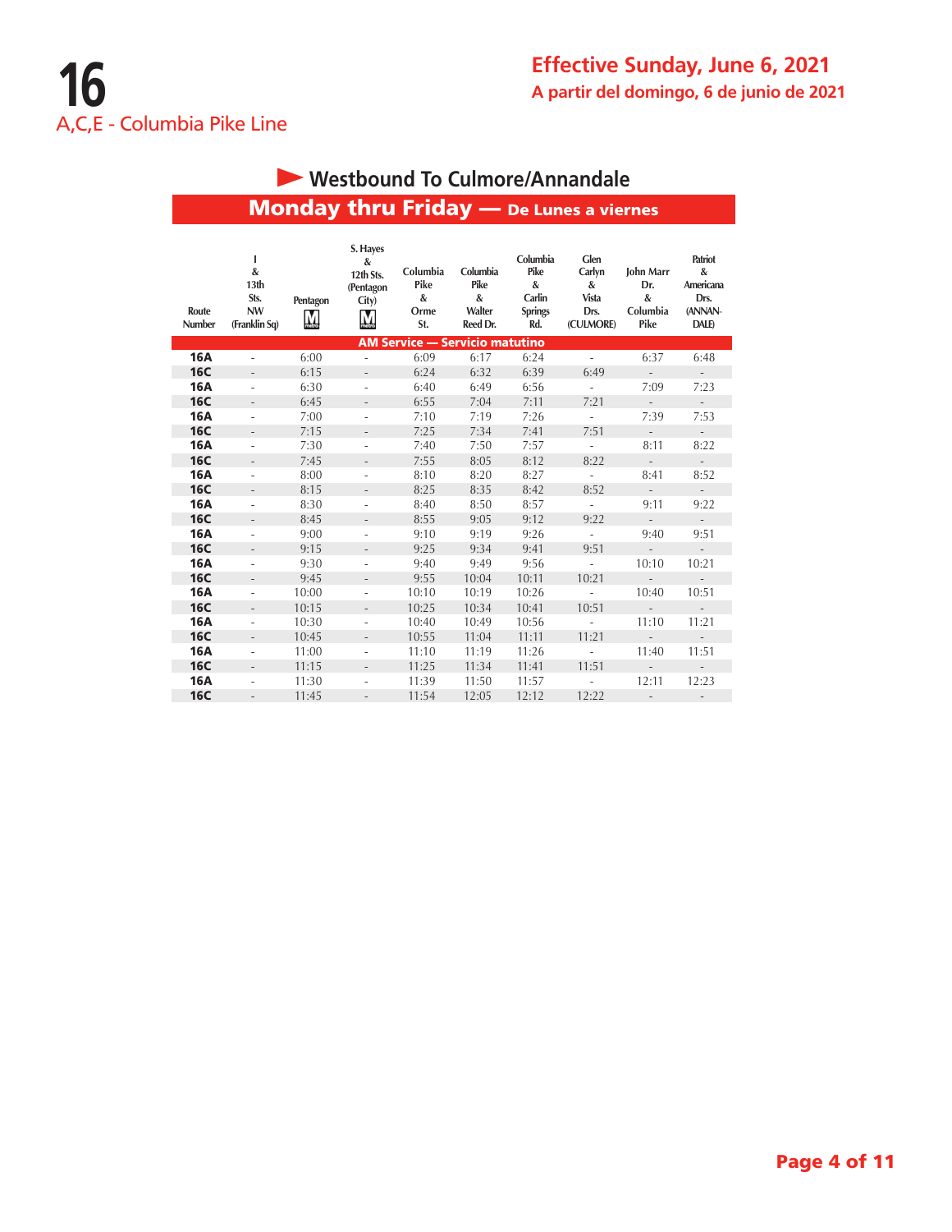# 16

A,C,E - Columbia Pike Line

## Effective Sunday, June 6, 2021

A partir del domingo, 6 de junio de 2021

### Westbound To Culmore/Annandale

### Monday thru Friday — De Lunes a viernes

| Route Number | I & 13th Sts. NW (Franklin Sq) | Pentagon | S. Hayes & 12th Sts. (Pentagon City) | Columbia Pike & Orme St. | Columbia Pike & Walter Reed Dr. | Columbia Pike & Carlin Springs Rd. | Glen Carlyn & Vista Drs. (CULMORE) | John Marr Dr. & Columbia Pike | Patriot & Americana Drs. (ANNANDALE) |
|---|---|---|---|---|---|---|---|---|---|
| **AM Service — Servicio matutino** | | | | | | | | | |
| **16A** | - | 6:00 | - | 6:09 | 6:17 | 6:24 | - | 6:37 | 6:48 |
| **16C** | - | 6:15 | - | 6:24 | 6:32 | 6:39 | 6:49 | - | - |
| **16A** | - | 6:30 | - | 6:40 | 6:49 | 6:56 | - | 7:09 | 7:23 |
| **16C** | - | 6:45 | - | 6:55 | 7:04 | 7:11 | 7:21 | - | - |
| **16A** | - | 7:00 | - | 7:10 | 7:19 | 7:26 | - | 7:39 | 7:53 |
| **16C** | - | 7:15 | - | 7:25 | 7:34 | 7:41 | 7:51 | - | - |
| **16A** | - | 7:30 | - | 7:40 | 7:50 | 7:57 | - | 8:11 | 8:22 |
| **16C** | - | 7:45 | - | 7:55 | 8:05 | 8:12 | 8:22 | - | - |
| **16A** | - | 8:00 | - | 8:10 | 8:20 | 8:27 | - | 8:41 | 8:52 |
| **16C** | - | 8:15 | - | 8:25 | 8:35 | 8:42 | 8:52 | - | - |
| **16A** | - | 8:30 | - | 8:40 | 8:50 | 8:57 | - | 9:11 | 9:22 |
| **16C** | - | 8:45 | - | 8:55 | 9:05 | 9:12 | 9:22 | - | - |
| **16A** | - | 9:00 | - | 9:10 | 9:19 | 9:26 | - | 9:40 | 9:51 |
| **16C** | - | 9:15 | - | 9:25 | 9:34 | 9:41 | 9:51 | - | - |
| **16A** | - | 9:30 | - | 9:40 | 9:49 | 9:56 | - | 10:10 | 10:21 |
| **16C** | - | 9:45 | - | 9:55 | 10:04 | 10:11 | 10:21 | - | - |
| **16A** | - | 10:00 | - | 10:10 | 10:19 | 10:26 | - | 10:40 | 10:51 |
| **16C** | - | 10:15 | - | 10:25 | 10:34 | 10:41 | 10:51 | - | - |
| **16A** | - | 10:30 | - | 10:40 | 10:49 | 10:56 | - | 11:10 | 11:21 |
| **16C** | - | 10:45 | - | 10:55 | 11:04 | 11:11 | 11:21 | - | - |
| **16A** | - | 11:00 | - | 11:10 | 11:19 | 11:26 | - | 11:40 | 11:51 |
| **16C** | - | 11:15 | - | 11:25 | 11:34 | 11:41 | 11:51 | - | - |
| **16A** | - | 11:30 | - | 11:39 | 11:50 | 11:57 | - | 12:11 | 12:23 |
| **16C** | - | 11:45 | - | 11:54 | 12:05 | 12:12 | 12:22 | - | - |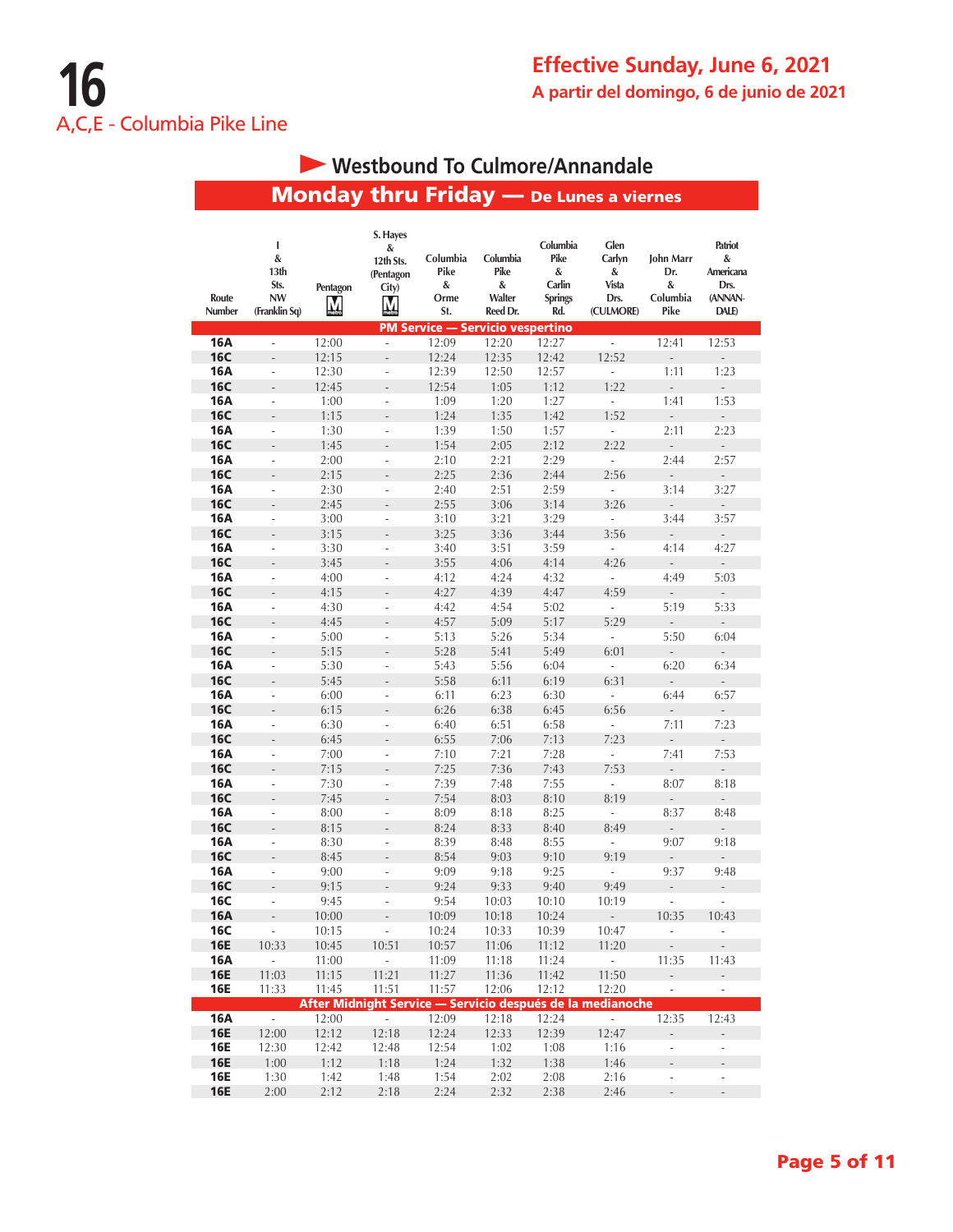# 16

## A,C,E - Columbia Pike Line

**Effective Sunday, June 6, 2021**

**A partir del domingo, 6 de junio de 2021**

### Westbound To Culmore/Annandale

### Monday thru Friday — De Lunes a viernes

| Route Number | I & 13th Sts. NW (Franklin Sq) | Pentagon | S. Hayes & 12th Sts. (Pentagon City) | Columbia Pike & Orme St. | Columbia Pike & Walter Reed Dr. | Columbia Pike & Carlin Springs Rd. | Glen Carlyn & Vista Drs. (CULMORE) | John Marr Dr. & Columbia Pike | Patriot & Americana Drs. (ANNANDALE) |
|---|---|---|---|---|---|---|---|---|---|
| **PM Service — Servicio vespertino** | | | | | | | | | |
| 16A | - | 12:00 | - | 12:09 | 12:20 | 12:27 | - | 12:41 | 12:53 |
| 16C | - | 12:15 | - | 12:24 | 12:35 | 12:42 | 12:52 | - | - |
| 16A | - | 12:30 | - | 12:39 | 12:50 | 12:57 | - | 1:11 | 1:23 |
| 16C | - | 12:45 | - | 12:54 | 1:05 | 1:12 | 1:22 | - | - |
| 16A | - | 1:00 | - | 1:09 | 1:20 | 1:27 | - | 1:41 | 1:53 |
| 16C | - | 1:15 | - | 1:24 | 1:35 | 1:42 | 1:52 | - | - |
| 16A | - | 1:30 | - | 1:39 | 1:50 | 1:57 | - | 2:11 | 2:23 |
| 16C | - | 1:45 | - | 1:54 | 2:05 | 2:12 | 2:22 | - | - |
| 16A | - | 2:00 | - | 2:10 | 2:21 | 2:29 | - | 2:44 | 2:57 |
| 16C | - | 2:15 | - | 2:25 | 2:36 | 2:44 | 2:56 | - | - |
| 16A | - | 2:30 | - | 2:40 | 2:51 | 2:59 | - | 3:14 | 3:27 |
| 16C | - | 2:45 | - | 2:55 | 3:06 | 3:14 | 3:26 | - | - |
| 16A | - | 3:00 | - | 3:10 | 3:21 | 3:29 | - | 3:44 | 3:57 |
| 16C | - | 3:15 | - | 3:25 | 3:36 | 3:44 | 3:56 | - | - |
| 16A | - | 3:30 | - | 3:40 | 3:51 | 3:59 | - | 4:14 | 4:27 |
| 16C | - | 3:45 | - | 3:55 | 4:06 | 4:14 | 4:26 | - | - |
| 16A | - | 4:00 | - | 4:12 | 4:24 | 4:32 | - | 4:49 | 5:03 |
| 16C | - | 4:15 | - | 4:27 | 4:39 | 4:47 | 4:59 | - | - |
| 16A | - | 4:30 | - | 4:42 | 4:54 | 5:02 | - | 5:19 | 5:33 |
| 16C | - | 4:45 | - | 4:57 | 5:09 | 5:17 | 5:29 | - | - |
| 16A | - | 5:00 | - | 5:13 | 5:26 | 5:34 | - | 5:50 | 6:04 |
| 16C | - | 5:15 | - | 5:28 | 5:41 | 5:49 | 6:01 | - | - |
| 16A | - | 5:30 | - | 5:43 | 5:56 | 6:04 | - | 6:20 | 6:34 |
| 16C | - | 5:45 | - | 5:58 | 6:11 | 6:19 | 6:31 | - | - |
| 16A | - | 6:00 | - | 6:11 | 6:23 | 6:30 | - | 6:44 | 6:57 |
| 16C | - | 6:15 | - | 6:26 | 6:38 | 6:45 | 6:56 | - | - |
| 16A | - | 6:30 | - | 6:40 | 6:51 | 6:58 | - | 7:11 | 7:23 |
| 16C | - | 6:45 | - | 6:55 | 7:06 | 7:13 | 7:23 | - | - |
| 16A | - | 7:00 | - | 7:10 | 7:21 | 7:28 | - | 7:41 | 7:53 |
| 16C | - | 7:15 | - | 7:25 | 7:36 | 7:43 | 7:53 | - | - |
| 16A | - | 7:30 | - | 7:39 | 7:48 | 7:55 | - | 8:07 | 8:18 |
| 16C | - | 7:45 | - | 7:54 | 8:03 | 8:10 | 8:19 | - | - |
| 16A | - | 8:00 | - | 8:09 | 8:18 | 8:25 | - | 8:37 | 8:48 |
| 16C | - | 8:15 | - | 8:24 | 8:33 | 8:40 | 8:49 | - | - |
| 16A | - | 8:30 | - | 8:39 | 8:48 | 8:55 | - | 9:07 | 9:18 |
| 16C | - | 8:45 | - | 8:54 | 9:03 | 9:10 | 9:19 | - | - |
| 16A | - | 9:00 | - | 9:09 | 9:18 | 9:25 | - | 9:37 | 9:48 |
| 16C | - | 9:15 | - | 9:24 | 9:33 | 9:40 | 9:49 | - | - |
| 16C | - | 9:45 | - | 9:54 | 10:03 | 10:10 | 10:19 | - | - |
| 16A | - | 10:00 | - | 10:09 | 10:18 | 10:24 | - | 10:35 | 10:43 |
| 16C | - | 10:15 | - | 10:24 | 10:33 | 10:39 | 10:47 | - | - |
| 16E | 10:33 | 10:45 | 10:51 | 10:57 | 11:06 | 11:12 | 11:20 | - | - |
| 16A | - | 11:00 | - | 11:09 | 11:18 | 11:24 | - | 11:35 | 11:43 |
| 16E | 11:03 | 11:15 | 11:21 | 11:27 | 11:36 | 11:42 | 11:50 | - | - |
| 16E | 11:33 | 11:45 | 11:51 | 11:57 | 12:06 | 12:12 | 12:20 | - | - |
| **After Midnight Service — Servicio después de la medianoche** | | | | | | | | | |
| 16A | - | 12:00 | - | 12:09 | 12:18 | 12:24 | - | 12:35 | 12:43 |
| 16E | 12:00 | 12:12 | 12:18 | 12:24 | 12:33 | 12:39 | 12:47 | - | - |
| 16E | 12:30 | 12:42 | 12:48 | 12:54 | 1:02 | 1:08 | 1:16 | - | - |
| 16E | 1:00 | 1:12 | 1:18 | 1:24 | 1:32 | 1:38 | 1:46 | - | - |
| 16E | 1:30 | 1:42 | 1:48 | 1:54 | 2:02 | 2:08 | 2:16 | - | - |
| 16E | 2:00 | 2:12 | 2:18 | 2:24 | 2:32 | 2:38 | 2:46 | - | - |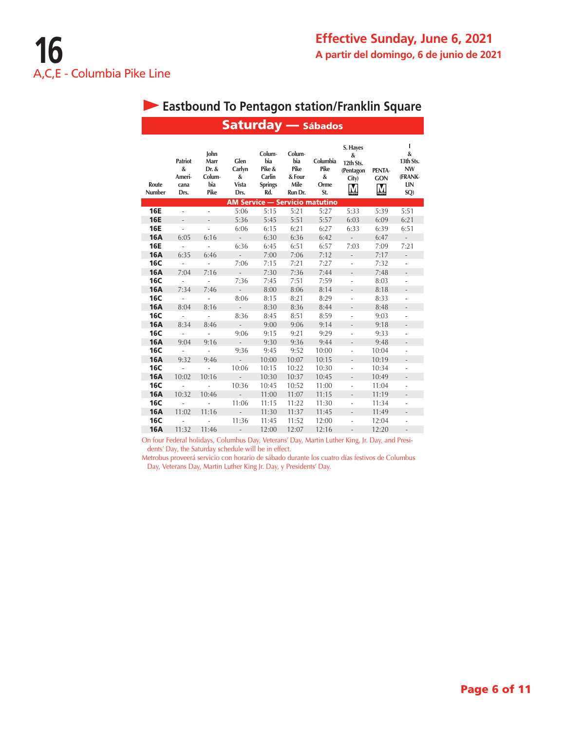# 16

A,C,E - Columbia Pike Line

## Effective Sunday, June 6, 2021

A partir del domingo, 6 de junio de 2021

### Eastbound To Pentagon station/Franklin Square

**Saturday — Sábados**

| Route Number | Patriot & Americana Drs. | John Marr Dr. & Columbia Pike | Glen Carlyn & Vista Drs. | Columbia Pike & Carlin Springs Rd. | Columbia Pike & Four Mile Run Dr. | Columbia Pike & Orme St. | S. Hayes & 12th Sts. (Pentagon City) | PENTAGON | I & 13th Sts. NW (FRANKLIN SQ) |
|---|---|---|---|---|---|---|---|---|---|
| **AM Service — Servicio matutino** | | | | | | | | | |
| **16E** | - | - | 5:06 | 5:15 | 5:21 | 5:27 | 5:33 | 5:39 | 5:51 |
| **16E** | - | - | 5:36 | 5:45 | 5:51 | 5:57 | 6:03 | 6:09 | 6:21 |
| **16E** | - | - | 6:06 | 6:15 | 6:21 | 6:27 | 6:33 | 6:39 | 6:51 |
| **16A** | 6:05 | 6:16 | - | 6:30 | 6:36 | 6:42 | - | 6:47 | - |
| **16E** | - | - | 6:36 | 6:45 | 6:51 | 6:57 | 7:03 | 7:09 | 7:21 |
| **16A** | 6:35 | 6:46 | - | 7:00 | 7:06 | 7:12 | - | 7:17 | - |
| **16C** | - | - | 7:06 | 7:15 | 7:21 | 7:27 | - | 7:32 | - |
| **16A** | 7:04 | 7:16 | - | 7:30 | 7:36 | 7:44 | - | 7:48 | - |
| **16C** | - | - | 7:36 | 7:45 | 7:51 | 7:59 | - | 8:03 | - |
| **16A** | 7:34 | 7:46 | - | 8:00 | 8:06 | 8:14 | - | 8:18 | - |
| **16C** | - | - | 8:06 | 8:15 | 8:21 | 8:29 | - | 8:33 | - |
| **16A** | 8:04 | 8:16 | - | 8:30 | 8:36 | 8:44 | - | 8:48 | - |
| **16C** | - | - | 8:36 | 8:45 | 8:51 | 8:59 | - | 9:03 | - |
| **16A** | 8:34 | 8:46 | - | 9:00 | 9:06 | 9:14 | - | 9:18 | - |
| **16C** | - | - | 9:06 | 9:15 | 9:21 | 9:29 | - | 9:33 | - |
| **16A** | 9:04 | 9:16 | - | 9:30 | 9:36 | 9:44 | - | 9:48 | - |
| **16C** | - | - | 9:36 | 9:45 | 9:52 | 10:00 | - | 10:04 | - |
| **16A** | 9:32 | 9:46 | - | 10:00 | 10:07 | 10:15 | - | 10:19 | - |
| **16C** | - | - | 10:06 | 10:15 | 10:22 | 10:30 | - | 10:34 | - |
| **16A** | 10:02 | 10:16 | - | 10:30 | 10:37 | 10:45 | - | 10:49 | - |
| **16C** | - | - | 10:36 | 10:45 | 10:52 | 11:00 | - | 11:04 | - |
| **16A** | 10:32 | 10:46 | - | 11:00 | 11:07 | 11:15 | - | 11:19 | - |
| **16C** | - | - | 11:06 | 11:15 | 11:22 | 11:30 | - | 11:34 | - |
| **16A** | 11:02 | 11:16 | - | 11:30 | 11:37 | 11:45 | - | 11:49 | - |
| **16C** | - | - | 11:36 | 11:45 | 11:52 | 12:00 | - | 12:04 | - |
| **16A** | 11:32 | 11:46 | - | 12:00 | 12:07 | 12:16 | - | 12:20 | - |

On four Federal holidays, Columbus Day, Veterans' Day, Martin Luther King, Jr. Day, and Presidents' Day, the Saturday schedule will be in effect.

Metrobus proveerá servicio con horario de sábado durante los cuatro días festivos de Columbus Day, Veterans Day, Martin Luther King Jr. Day, y Presidents' Day.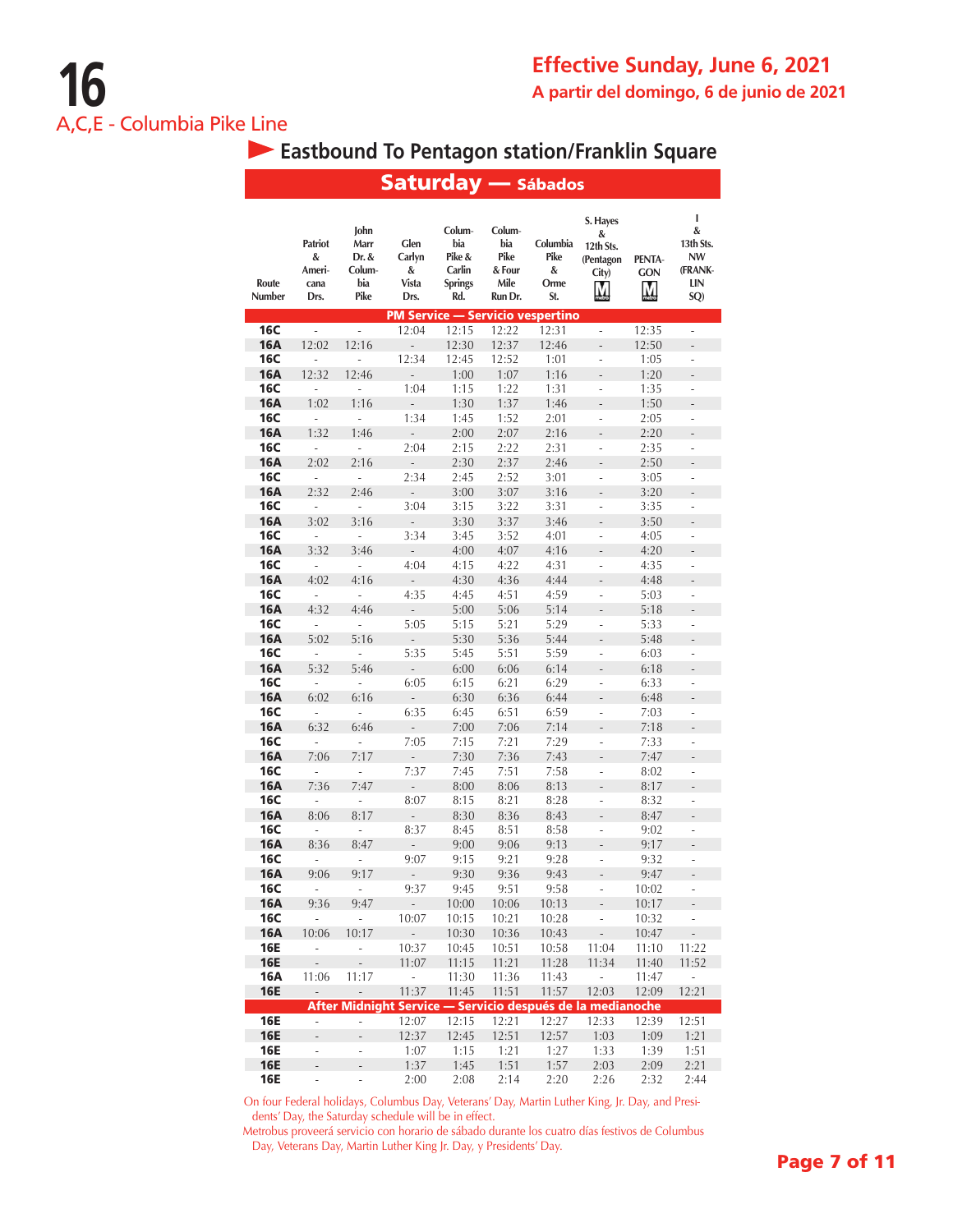# 16

## A,C,E - Columbia Pike Line

**Effective Sunday, June 6, 2021**
**A partir del domingo, 6 de junio de 2021**

### Eastbound To Pentagon station/Franklin Square

### Saturday — Sábados

| Route Number | Patriot & Americana Drs. | John Marr Dr. & Columbia Pike | Glen Carlyn & Vista Drs. | Columbia Pike & Carlin Springs Rd. | Columbia Pike & Four Mile Run Dr. | Columbia Pike & Orme St. | S. Hayes & 12th Sts. (Pentagon City) | PENTAGON | I & 13th Sts. NW (FRANKLIN SQ) |
|---|---|---|---|---|---|---|---|---|---|
| **PM Service — Servicio vespertino** | | | | | | | | | |
| 16C | - | - | 12:04 | 12:15 | 12:22 | 12:31 | - | 12:35 | - |
| 16A | 12:02 | 12:16 | - | 12:30 | 12:37 | 12:46 | - | 12:50 | - |
| 16C | - | - | 12:34 | 12:45 | 12:52 | 1:01 | - | 1:05 | - |
| 16A | 12:32 | 12:46 | - | 1:00 | 1:07 | 1:16 | - | 1:20 | - |
| 16C | - | - | 1:04 | 1:15 | 1:22 | 1:31 | - | 1:35 | - |
| 16A | 1:02 | 1:16 | - | 1:30 | 1:37 | 1:46 | - | 1:50 | - |
| 16C | - | - | 1:34 | 1:45 | 1:52 | 2:01 | - | 2:05 | - |
| 16A | 1:32 | 1:46 | - | 2:00 | 2:07 | 2:16 | - | 2:20 | - |
| 16C | - | - | 2:04 | 2:15 | 2:22 | 2:31 | - | 2:35 | - |
| 16A | 2:02 | 2:16 | - | 2:30 | 2:37 | 2:46 | - | 2:50 | - |
| 16C | - | - | 2:34 | 2:45 | 2:52 | 3:01 | - | 3:05 | - |
| 16A | 2:32 | 2:46 | - | 3:00 | 3:07 | 3:16 | - | 3:20 | - |
| 16C | - | - | 3:04 | 3:15 | 3:22 | 3:31 | - | 3:35 | - |
| 16A | 3:02 | 3:16 | - | 3:30 | 3:37 | 3:46 | - | 3:50 | - |
| 16C | - | - | 3:34 | 3:45 | 3:52 | 4:01 | - | 4:05 | - |
| 16A | 3:32 | 3:46 | - | 4:00 | 4:07 | 4:16 | - | 4:20 | - |
| 16C | - | - | 4:04 | 4:15 | 4:22 | 4:31 | - | 4:35 | - |
| 16A | 4:02 | 4:16 | - | 4:30 | 4:36 | 4:44 | - | 4:48 | - |
| 16C | - | - | 4:35 | 4:45 | 4:51 | 4:59 | - | 5:03 | - |
| 16A | 4:32 | 4:46 | - | 5:00 | 5:06 | 5:14 | - | 5:18 | - |
| 16C | - | - | 5:05 | 5:15 | 5:21 | 5:29 | - | 5:33 | - |
| 16A | 5:02 | 5:16 | - | 5:30 | 5:36 | 5:44 | - | 5:48 | - |
| 16C | - | - | 5:35 | 5:45 | 5:51 | 5:59 | - | 6:03 | - |
| 16A | 5:32 | 5:46 | - | 6:00 | 6:06 | 6:14 | - | 6:18 | - |
| 16C | - | - | 6:05 | 6:15 | 6:21 | 6:29 | - | 6:33 | - |
| 16A | 6:02 | 6:16 | - | 6:30 | 6:36 | 6:44 | - | 6:48 | - |
| 16C | - | - | 6:35 | 6:45 | 6:51 | 6:59 | - | 7:03 | - |
| 16A | 6:32 | 6:46 | - | 7:00 | 7:06 | 7:14 | - | 7:18 | - |
| 16C | - | - | 7:05 | 7:15 | 7:21 | 7:29 | - | 7:33 | - |
| 16A | 7:06 | 7:17 | - | 7:30 | 7:36 | 7:43 | - | 7:47 | - |
| 16C | - | - | 7:37 | 7:45 | 7:51 | 7:58 | - | 8:02 | - |
| 16A | 7:36 | 7:47 | - | 8:00 | 8:06 | 8:13 | - | 8:17 | - |
| 16C | - | - | 8:07 | 8:15 | 8:21 | 8:28 | - | 8:32 | - |
| 16A | 8:06 | 8:17 | - | 8:30 | 8:36 | 8:43 | - | 8:47 | - |
| 16C | - | - | 8:37 | 8:45 | 8:51 | 8:58 | - | 9:02 | - |
| 16A | 8:36 | 8:47 | - | 9:00 | 9:06 | 9:13 | - | 9:17 | - |
| 16C | - | - | 9:07 | 9:15 | 9:21 | 9:28 | - | 9:32 | - |
| 16A | 9:06 | 9:17 | - | 9:30 | 9:36 | 9:43 | - | 9:47 | - |
| 16C | - | - | 9:37 | 9:45 | 9:51 | 9:58 | - | 10:02 | - |
| 16A | 9:36 | 9:47 | - | 10:00 | 10:06 | 10:13 | - | 10:17 | - |
| 16C | - | - | 10:07 | 10:15 | 10:21 | 10:28 | - | 10:32 | - |
| 16A | 10:06 | 10:17 | - | 10:30 | 10:36 | 10:43 | - | 10:47 | - |
| 16E | - | - | 10:37 | 10:45 | 10:51 | 10:58 | 11:04 | 11:10 | 11:22 |
| 16E | - | - | 11:07 | 11:15 | 11:21 | 11:28 | 11:34 | 11:40 | 11:52 |
| 16A | 11:06 | 11:17 | - | 11:30 | 11:36 | 11:43 | - | 11:47 | - |
| 16E | - | - | 11:37 | 11:45 | 11:51 | 11:57 | 12:03 | 12:09 | 12:21 |
| **After Midnight Service — Servicio después de la medianoche** | | | | | | | | | |
| 16E | - | - | 12:07 | 12:15 | 12:21 | 12:27 | 12:33 | 12:39 | 12:51 |
| 16E | - | - | 12:37 | 12:45 | 12:51 | 12:57 | 1:03 | 1:09 | 1:21 |
| 16E | - | - | 1:07 | 1:15 | 1:21 | 1:27 | 1:33 | 1:39 | 1:51 |
| 16E | - | - | 1:37 | 1:45 | 1:51 | 1:57 | 2:03 | 2:09 | 2:21 |
| 16E | - | - | 2:00 | 2:08 | 2:14 | 2:20 | 2:26 | 2:32 | 2:44 |

On four Federal holidays, Columbus Day, Veterans' Day, Martin Luther King, Jr. Day, and Presidents' Day, the Saturday schedule will be in effect.

Metrobus proveerá servicio con horario de sábado durante los cuatro días festivos de Columbus Day, Veterans Day, Martin Luther King Jr. Day, y Presidents' Day.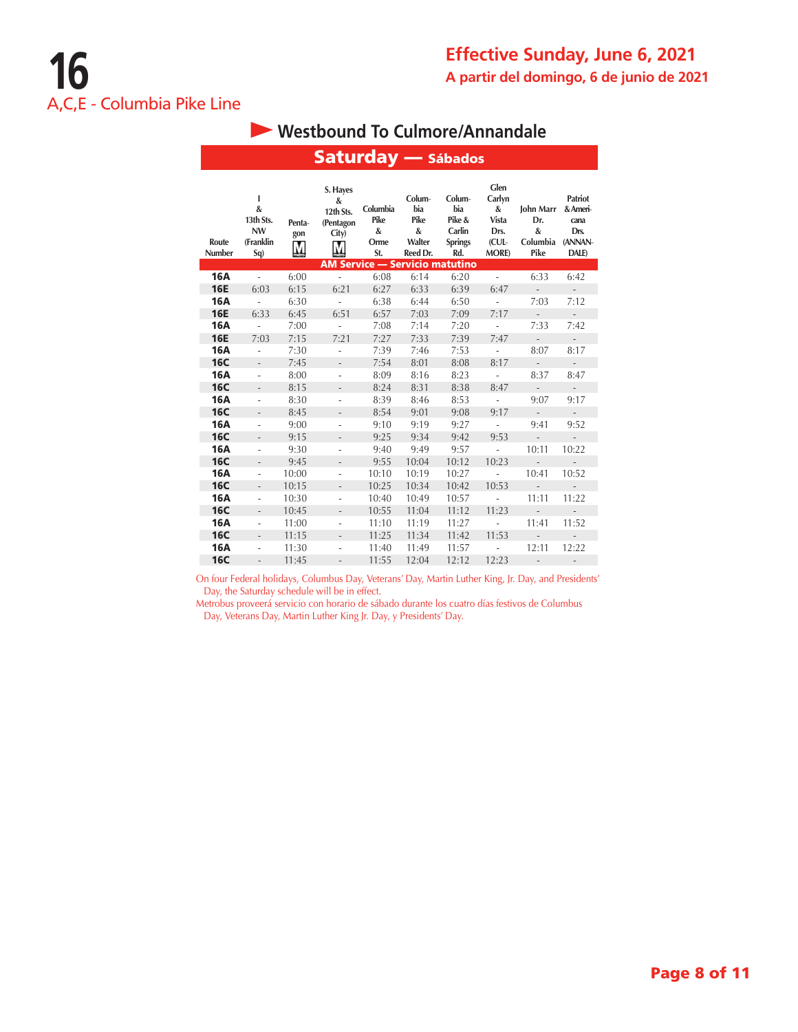# 16

A,C,E - Columbia Pike Line

## Effective Sunday, June 6, 2021

A partir del domingo, 6 de junio de 2021

### Westbound To Culmore/Annandale

### Saturday — Sábados

| Route Number | I & 13th Sts. NW (Franklin Sq) | Pentagon | S. Hayes & 12th Sts. (Pentagon City) | Columbia Pike & Orme St. | Columbia Pike & Walter Reed Dr. | Columbia Pike & Carlin Springs Rd. | Glen Carlyn & Vista Drs. (CULMORE) | John Marr Dr. & Columbia Pike | Patriot & Americana Drs. (ANNANDALE) |
|---|---|---|---|---|---|---|---|---|---|
| **AM Service — Servicio matutino** | | | | | | | | | |
| **16A** | - | 6:00 | - | 6:08 | 6:14 | 6:20 | - | 6:33 | 6:42 |
| **16E** | 6:03 | 6:15 | 6:21 | 6:27 | 6:33 | 6:39 | 6:47 | - | - |
| **16A** | - | 6:30 | - | 6:38 | 6:44 | 6:50 | - | 7:03 | 7:12 |
| **16E** | 6:33 | 6:45 | 6:51 | 6:57 | 7:03 | 7:09 | 7:17 | - | - |
| **16A** | - | 7:00 | - | 7:08 | 7:14 | 7:20 | - | 7:33 | 7:42 |
| **16E** | 7:03 | 7:15 | 7:21 | 7:27 | 7:33 | 7:39 | 7:47 | - | - |
| **16A** | - | 7:30 | - | 7:39 | 7:46 | 7:53 | - | 8:07 | 8:17 |
| **16C** | - | 7:45 | - | 7:54 | 8:01 | 8:08 | 8:17 | - | - |
| **16A** | - | 8:00 | - | 8:09 | 8:16 | 8:23 | - | 8:37 | 8:47 |
| **16C** | - | 8:15 | - | 8:24 | 8:31 | 8:38 | 8:47 | - | - |
| **16A** | - | 8:30 | - | 8:39 | 8:46 | 8:53 | - | 9:07 | 9:17 |
| **16C** | - | 8:45 | - | 8:54 | 9:01 | 9:08 | 9:17 | - | - |
| **16A** | - | 9:00 | - | 9:10 | 9:19 | 9:27 | - | 9:41 | 9:52 |
| **16C** | - | 9:15 | - | 9:25 | 9:34 | 9:42 | 9:53 | - | - |
| **16A** | - | 9:30 | - | 9:40 | 9:49 | 9:57 | - | 10:11 | 10:22 |
| **16C** | - | 9:45 | - | 9:55 | 10:04 | 10:12 | 10:23 | - | - |
| **16A** | - | 10:00 | - | 10:10 | 10:19 | 10:27 | - | 10:41 | 10:52 |
| **16C** | - | 10:15 | - | 10:25 | 10:34 | 10:42 | 10:53 | - | - |
| **16A** | - | 10:30 | - | 10:40 | 10:49 | 10:57 | - | 11:11 | 11:22 |
| **16C** | - | 10:45 | - | 10:55 | 11:04 | 11:12 | 11:23 | - | - |
| **16A** | - | 11:00 | - | 11:10 | 11:19 | 11:27 | - | 11:41 | 11:52 |
| **16C** | - | 11:15 | - | 11:25 | 11:34 | 11:42 | 11:53 | - | - |
| **16A** | - | 11:30 | - | 11:40 | 11:49 | 11:57 | - | 12:11 | 12:22 |
| **16C** | - | 11:45 | - | 11:55 | 12:04 | 12:12 | 12:23 | - | - |

On four Federal holidays, Columbus Day, Veterans' Day, Martin Luther King, Jr. Day, and Presidents' Day, the Saturday schedule will be in effect.

Metrobus proveerá servicio con horario de sábado durante los cuatro días festivos de Columbus Day, Veterans Day, Martin Luther King Jr. Day, y Presidents' Day.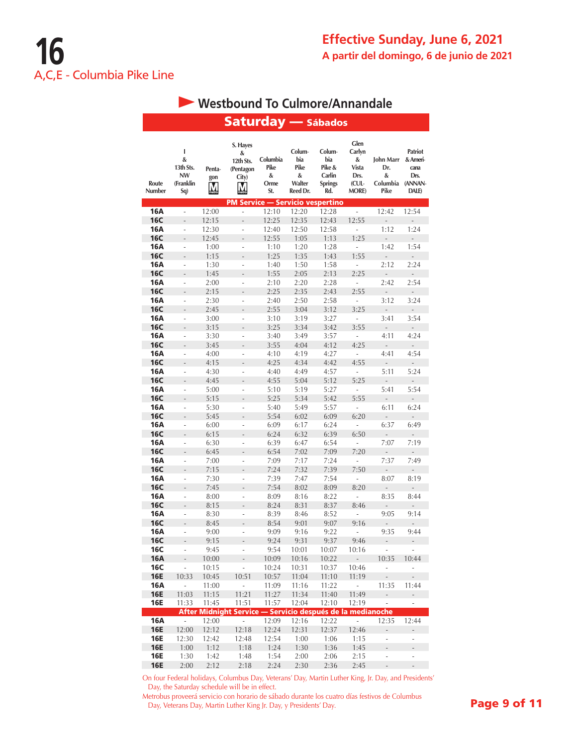# 16

## A,C,E - Columbia Pike Line

**Effective Sunday, June 6, 2021**
**A partir del domingo, 6 de junio de 2021**

### Westbound To Culmore/Annandale

### Saturday — Sábados

| Route Number | I & 13th Sts. NW (Franklin Sq) | Pentagon | S. Hayes & 12th Sts. (Pentagon City) | Columbia Pike & Orme St. | Columbia Pike & Walter Reed Dr. | Columbia Pike & Carlin Springs Rd. | Glen Carlyn & Vista Drs. (CULMORE) | John Marr Dr. & Columbia Pike | Patriot & Americana Drs. (ANNANDALE) |
|---|---|---|---|---|---|---|---|---|---|
| **PM Service — Servicio vespertino** | | | | | | | | | |
| **16A** | - | 12:00 | - | 12:10 | 12:20 | 12:28 | - | 12:42 | 12:54 |
| **16C** | - | 12:15 | - | 12:25 | 12:35 | 12:43 | 12:55 | - | - |
| **16A** | - | 12:30 | - | 12:40 | 12:50 | 12:58 | - | 1:12 | 1:24 |
| **16C** | - | 12:45 | - | 12:55 | 1:05 | 1:13 | 1:25 | - | - |
| **16A** | - | 1:00 | - | 1:10 | 1:20 | 1:28 | - | 1:42 | 1:54 |
| **16C** | - | 1:15 | - | 1:25 | 1:35 | 1:43 | 1:55 | - | - |
| **16A** | - | 1:30 | - | 1:40 | 1:50 | 1:58 | - | 2:12 | 2:24 |
| **16C** | - | 1:45 | - | 1:55 | 2:05 | 2:13 | 2:25 | - | - |
| **16A** | - | 2:00 | - | 2:10 | 2:20 | 2:28 | - | 2:42 | 2:54 |
| **16C** | - | 2:15 | - | 2:25 | 2:35 | 2:43 | 2:55 | - | - |
| **16A** | - | 2:30 | - | 2:40 | 2:50 | 2:58 | - | 3:12 | 3:24 |
| **16C** | - | 2:45 | - | 2:55 | 3:04 | 3:12 | 3:25 | - | - |
| **16A** | - | 3:00 | - | 3:10 | 3:19 | 3:27 | - | 3:41 | 3:54 |
| **16C** | - | 3:15 | - | 3:25 | 3:34 | 3:42 | 3:55 | - | - |
| **16A** | - | 3:30 | - | 3:40 | 3:49 | 3:57 | - | 4:11 | 4:24 |
| **16C** | - | 3:45 | - | 3:55 | 4:04 | 4:12 | 4:25 | - | - |
| **16A** | - | 4:00 | - | 4:10 | 4:19 | 4:27 | - | 4:41 | 4:54 |
| **16C** | - | 4:15 | - | 4:25 | 4:34 | 4:42 | 4:55 | - | - |
| **16A** | - | 4:30 | - | 4:40 | 4:49 | 4:57 | - | 5:11 | 5:24 |
| **16C** | - | 4:45 | - | 4:55 | 5:04 | 5:12 | 5:25 | - | - |
| **16A** | - | 5:00 | - | 5:10 | 5:19 | 5:27 | - | 5:41 | 5:54 |
| **16C** | - | 5:15 | - | 5:25 | 5:34 | 5:42 | 5:55 | - | - |
| **16A** | - | 5:30 | - | 5:40 | 5:49 | 5:57 | - | 6:11 | 6:24 |
| **16C** | - | 5:45 | - | 5:54 | 6:02 | 6:09 | 6:20 | - | - |
| **16A** | - | 6:00 | - | 6:09 | 6:17 | 6:24 | - | 6:37 | 6:49 |
| **16C** | - | 6:15 | - | 6:24 | 6:32 | 6:39 | 6:50 | - | - |
| **16A** | - | 6:30 | - | 6:39 | 6:47 | 6:54 | - | 7:07 | 7:19 |
| **16C** | - | 6:45 | - | 6:54 | 7:02 | 7:09 | 7:20 | - | - |
| **16A** | - | 7:00 | - | 7:09 | 7:17 | 7:24 | - | 7:37 | 7:49 |
| **16C** | - | 7:15 | - | 7:24 | 7:32 | 7:39 | 7:50 | - | - |
| **16A** | - | 7:30 | - | 7:39 | 7:47 | 7:54 | - | 8:07 | 8:19 |
| **16C** | - | 7:45 | - | 7:54 | 8:02 | 8:09 | 8:20 | - | - |
| **16A** | - | 8:00 | - | 8:09 | 8:16 | 8:22 | - | 8:35 | 8:44 |
| **16C** | - | 8:15 | - | 8:24 | 8:31 | 8:37 | 8:46 | - | - |
| **16A** | - | 8:30 | - | 8:39 | 8:46 | 8:52 | - | 9:05 | 9:14 |
| **16C** | - | 8:45 | - | 8:54 | 9:01 | 9:07 | 9:16 | - | - |
| **16A** | - | 9:00 | - | 9:09 | 9:16 | 9:22 | - | 9:35 | 9:44 |
| **16C** | - | 9:15 | - | 9:24 | 9:31 | 9:37 | 9:46 | - | - |
| **16C** | - | 9:45 | - | 9:54 | 10:01 | 10:07 | 10:16 | - | - |
| **16A** | - | 10:00 | - | 10:09 | 10:16 | 10:22 | - | 10:35 | 10:44 |
| **16C** | - | 10:15 | - | 10:24 | 10:31 | 10:37 | 10:46 | - | - |
| **16E** | 10:33 | 10:45 | 10:51 | 10:57 | 11:04 | 11:10 | 11:19 | - | - |
| **16A** | - | 11:00 | - | 11:09 | 11:16 | 11:22 | - | 11:35 | 11:44 |
| **16E** | 11:03 | 11:15 | 11:21 | 11:27 | 11:34 | 11:40 | 11:49 | - | - |
| **16E** | 11:33 | 11:45 | 11:51 | 11:57 | 12:04 | 12:10 | 12:19 | - | - |
| **After Midnight Service — Servicio después de la medianoche** | | | | | | | | | |
| **16A** | - | 12:00 | - | 12:09 | 12:16 | 12:22 | - | 12:35 | 12:44 |
| **16E** | 12:00 | 12:12 | 12:18 | 12:24 | 12:31 | 12:37 | 12:46 | - | - |
| **16E** | 12:30 | 12:42 | 12:48 | 12:54 | 1:00 | 1:06 | 1:15 | - | - |
| **16E** | 1:00 | 1:12 | 1:18 | 1:24 | 1:30 | 1:36 | 1:45 | - | - |
| **16E** | 1:30 | 1:42 | 1:48 | 1:54 | 2:00 | 2:06 | 2:15 | - | - |
| **16E** | 2:00 | 2:12 | 2:18 | 2:24 | 2:30 | 2:36 | 2:45 | - | - |

On four Federal holidays, Columbus Day, Veterans' Day, Martin Luther King, Jr. Day, and Presidents' Day, the Saturday schedule will be in effect.

Metrobus proveerá servicio con horario de sábado durante los cuatro días festivos de Columbus Day, Veterans Day, Martin Luther King Jr. Day, y Presidents' Day.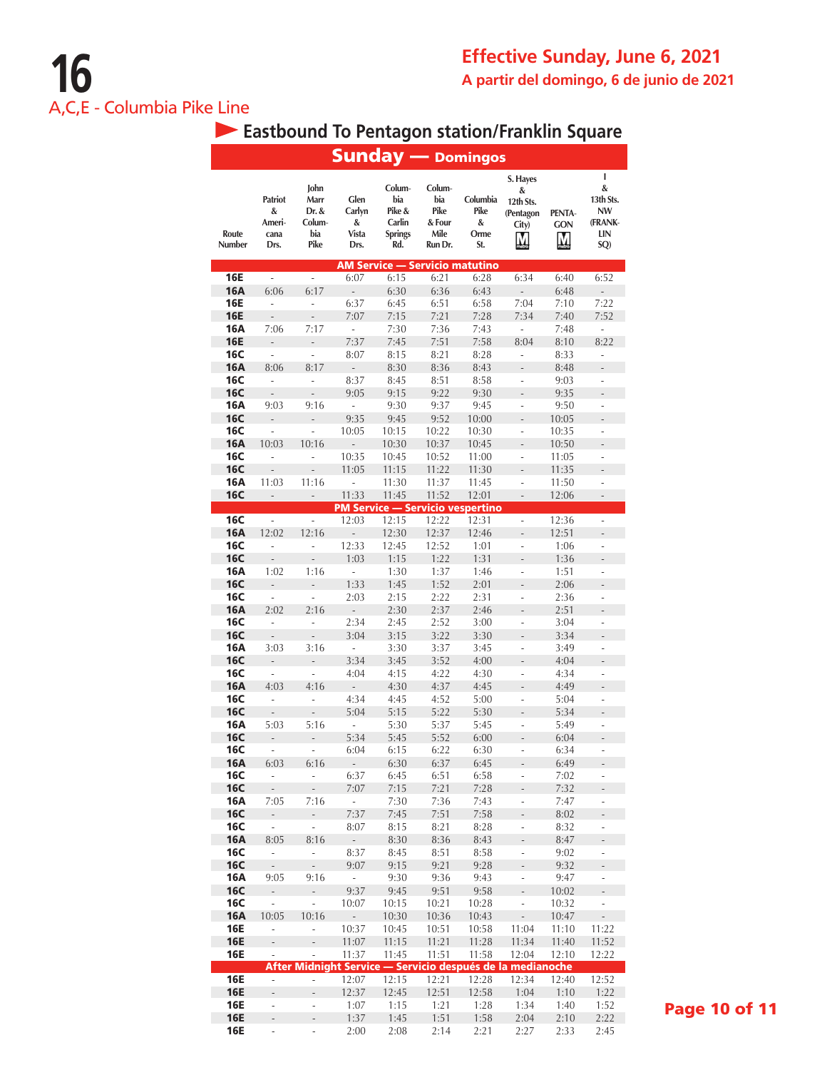# 16

A,C,E - Columbia Pike Line

**Effective Sunday, June 6, 2021**

**A partir del domingo, 6 de junio de 2021**

## Eastbound To Pentagon station/Franklin Square

### Sunday — Domingos

| Route Number | Patriot & Americana Drs. | John Marr Dr. & Columbia Pike | Glen Carlyn & Vista Drs. | Columbia Pike & Carlin Springs Rd. | Columbia Pike & Four Mile Run Dr. | Columbia Pike & Orme St. | S. Hayes & 12th Sts. (Pentagon City) | PENTAGON | I & 13th Sts. NW (FRANKLIN SQ) |
|---|---|---|---|---|---|---|---|---|---|
| **AM Service — Servicio matutino** | | | | | | | | | |
| 16E | - | - | 6:07 | 6:15 | 6:21 | 6:28 | 6:34 | 6:40 | 6:52 |
| 16A | 6:06 | 6:17 | - | 6:30 | 6:36 | 6:43 | - | 6:48 | - |
| 16E | - | - | 6:37 | 6:45 | 6:51 | 6:58 | 7:04 | 7:10 | 7:22 |
| 16E | - | - | 7:07 | 7:15 | 7:21 | 7:28 | 7:34 | 7:40 | 7:52 |
| 16A | 7:06 | 7:17 | - | 7:30 | 7:36 | 7:43 | - | 7:48 | - |
| 16E | - | - | 7:37 | 7:45 | 7:51 | 7:58 | 8:04 | 8:10 | 8:22 |
| 16C | - | - | 8:07 | 8:15 | 8:21 | 8:28 | - | 8:33 | - |
| 16A | 8:06 | 8:17 | - | 8:30 | 8:36 | 8:43 | - | 8:48 | - |
| 16C | - | - | 8:37 | 8:45 | 8:51 | 8:58 | - | 9:03 | - |
| 16C | - | - | 9:05 | 9:15 | 9:22 | 9:30 | - | 9:35 | - |
| 16A | 9:03 | 9:16 | - | 9:30 | 9:37 | 9:45 | - | 9:50 | - |
| 16C | - | - | 9:35 | 9:45 | 9:52 | 10:00 | - | 10:05 | - |
| 16C | - | - | 10:05 | 10:15 | 10:22 | 10:30 | - | 10:35 | - |
| 16A | 10:03 | 10:16 | - | 10:30 | 10:37 | 10:45 | - | 10:50 | - |
| 16C | - | - | 10:35 | 10:45 | 10:52 | 11:00 | - | 11:05 | - |
| 16C | - | - | 11:05 | 11:15 | 11:22 | 11:30 | - | 11:35 | - |
| 16A | 11:03 | 11:16 | - | 11:30 | 11:37 | 11:45 | - | 11:50 | - |
| 16C | - | - | 11:33 | 11:45 | 11:52 | 12:01 | - | 12:06 | - |
| **PM Service — Servicio vespertino** | | | | | | | | | |
| 16C | - | - | 12:03 | 12:15 | 12:22 | 12:31 | - | 12:36 | - |
| 16A | 12:02 | 12:16 | - | 12:30 | 12:37 | 12:46 | - | 12:51 | - |
| 16C | - | - | 12:33 | 12:45 | 12:52 | 1:01 | - | 1:06 | - |
| 16C | - | - | 1:03 | 1:15 | 1:22 | 1:31 | - | 1:36 | - |
| 16A | 1:02 | 1:16 | - | 1:30 | 1:37 | 1:46 | - | 1:51 | - |
| 16C | - | - | 1:33 | 1:45 | 1:52 | 2:01 | - | 2:06 | - |
| 16C | - | - | 2:03 | 2:15 | 2:22 | 2:31 | - | 2:36 | - |
| 16A | 2:02 | 2:16 | - | 2:30 | 2:37 | 2:46 | - | 2:51 | - |
| 16C | - | - | 2:34 | 2:45 | 2:52 | 3:00 | - | 3:04 | - |
| 16C | - | - | 3:04 | 3:15 | 3:22 | 3:30 | - | 3:34 | - |
| 16A | 3:03 | 3:16 | - | 3:30 | 3:37 | 3:45 | - | 3:49 | - |
| 16C | - | - | 3:34 | 3:45 | 3:52 | 4:00 | - | 4:04 | - |
| 16C | - | - | 4:04 | 4:15 | 4:22 | 4:30 | - | 4:34 | - |
| 16A | 4:03 | 4:16 | - | 4:30 | 4:37 | 4:45 | - | 4:49 | - |
| 16C | - | - | 4:34 | 4:45 | 4:52 | 5:00 | - | 5:04 | - |
| 16C | - | - | 5:04 | 5:15 | 5:22 | 5:30 | - | 5:34 | - |
| 16A | 5:03 | 5:16 | - | 5:30 | 5:37 | 5:45 | - | 5:49 | - |
| 16C | - | - | 5:34 | 5:45 | 5:52 | 6:00 | - | 6:04 | - |
| 16C | - | - | 6:04 | 6:15 | 6:22 | 6:30 | - | 6:34 | - |
| 16A | 6:03 | 6:16 | - | 6:30 | 6:37 | 6:45 | - | 6:49 | - |
| 16C | - | - | 6:37 | 6:45 | 6:51 | 6:58 | - | 7:02 | - |
| 16C | - | - | 7:07 | 7:15 | 7:21 | 7:28 | - | 7:32 | - |
| 16A | 7:05 | 7:16 | - | 7:30 | 7:36 | 7:43 | - | 7:47 | - |
| 16C | - | - | 7:37 | 7:45 | 7:51 | 7:58 | - | 8:02 | - |
| 16C | - | - | 8:07 | 8:15 | 8:21 | 8:28 | - | 8:32 | - |
| 16A | 8:05 | 8:16 | - | 8:30 | 8:36 | 8:43 | - | 8:47 | - |
| 16C | - | - | 8:37 | 8:45 | 8:51 | 8:58 | - | 9:02 | - |
| 16C | - | - | 9:07 | 9:15 | 9:21 | 9:28 | - | 9:32 | - |
| 16A | 9:05 | 9:16 | - | 9:30 | 9:36 | 9:43 | - | 9:47 | - |
| 16C | - | - | 9:37 | 9:45 | 9:51 | 9:58 | - | 10:02 | - |
| 16C | - | - | 10:07 | 10:15 | 10:21 | 10:28 | - | 10:32 | - |
| 16A | 10:05 | 10:16 | - | 10:30 | 10:36 | 10:43 | - | 10:47 | - |
| 16E | - | - | 10:37 | 10:45 | 10:51 | 10:58 | 11:04 | 11:10 | 11:22 |
| 16E | - | - | 11:07 | 11:15 | 11:21 | 11:28 | 11:34 | 11:40 | 11:52 |
| 16E | - | - | 11:37 | 11:45 | 11:51 | 11:58 | 12:04 | 12:10 | 12:22 |
| **After Midnight Service — Servicio después de la medianoche** | | | | | | | | | |
| 16E | - | - | 12:07 | 12:15 | 12:21 | 12:28 | 12:34 | 12:40 | 12:52 |
| 16E | - | - | 12:37 | 12:45 | 12:51 | 12:58 | 1:04 | 1:10 | 1:22 |
| 16E | - | - | 1:07 | 1:15 | 1:21 | 1:28 | 1:34 | 1:40 | 1:52 |
| 16E | - | - | 1:37 | 1:45 | 1:51 | 1:58 | 2:04 | 2:10 | 2:22 |
| 16E | - | - | 2:00 | 2:08 | 2:14 | 2:21 | 2:27 | 2:33 | 2:45 |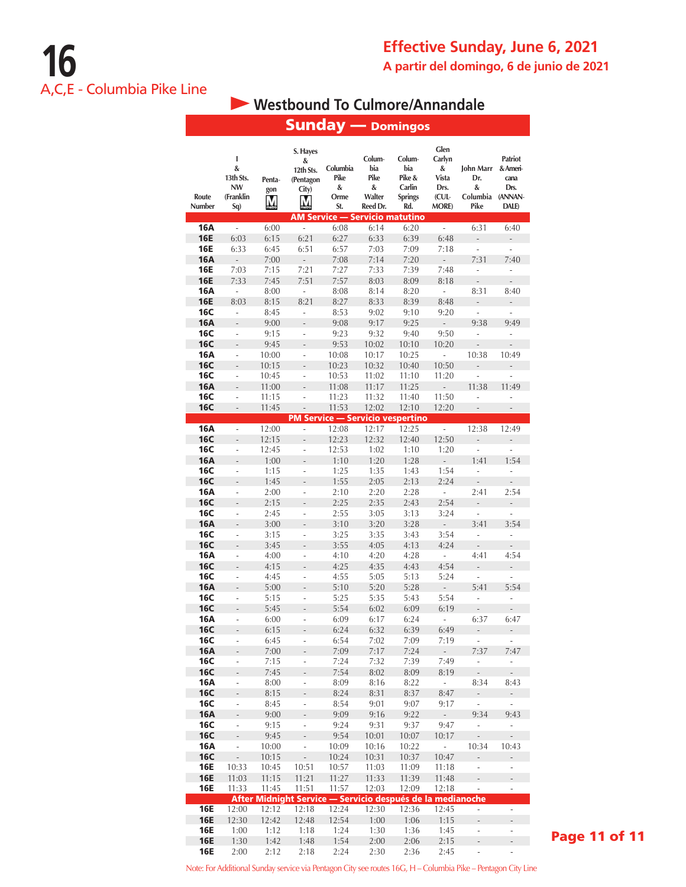# 16
A,C,E - Columbia Pike Line

## Effective Sunday, June 6, 2021
A partir del domingo, 6 de junio de 2021

### Westbound To Culmore/Annandale

**Sunday — Domingos**

| Route Number | I & 13th Sts. NW (Franklin Sq) | Pentagon | S. Hayes & 12th Sts. (Pentagon City) | Columbia Pike & Orme St. | Columbia Pike & Walter Reed Dr. | Columbia Pike & Carlin Springs Rd. | Glen Carlyn & Vista Drs. (CULMORE) | John Marr Dr. & Columbia Pike | Patriot & Americana Drs. (ANNANDALE) |
|---|---|---|---|---|---|---|---|---|---|
| **AM Service — Servicio matutino** | | | | | | | | | |
| **16A** | - | 6:00 | - | 6:08 | 6:14 | 6:20 | - | 6:31 | 6:40 |
| **16E** | 6:03 | 6:15 | 6:21 | 6:27 | 6:33 | 6:39 | 6:48 | - | - |
| **16E** | 6:33 | 6:45 | 6:51 | 6:57 | 7:03 | 7:09 | 7:18 | - | - |
| **16A** | - | 7:00 | - | 7:08 | 7:14 | 7:20 | - | 7:31 | 7:40 |
| **16E** | 7:03 | 7:15 | 7:21 | 7:27 | 7:33 | 7:39 | 7:48 | - | - |
| **16E** | 7:33 | 7:45 | 7:51 | 7:57 | 8:03 | 8:09 | 8:18 | - | - |
| **16A** | - | 8:00 | - | 8:08 | 8:14 | 8:20 | - | 8:31 | 8:40 |
| **16E** | 8:03 | 8:15 | 8:21 | 8:27 | 8:33 | 8:39 | 8:48 | - | - |
| **16C** | - | 8:45 | - | 8:53 | 9:02 | 9:10 | 9:20 | - | - |
| **16A** | - | 9:00 | - | 9:08 | 9:17 | 9:25 | - | 9:38 | 9:49 |
| **16C** | - | 9:15 | - | 9:23 | 9:32 | 9:40 | 9:50 | - | - |
| **16C** | - | 9:45 | - | 9:53 | 10:02 | 10:10 | 10:20 | - | - |
| **16A** | - | 10:00 | - | 10:08 | 10:17 | 10:25 | - | 10:38 | 10:49 |
| **16C** | - | 10:15 | - | 10:23 | 10:32 | 10:40 | 10:50 | - | - |
| **16C** | - | 10:45 | - | 10:53 | 11:02 | 11:10 | 11:20 | - | - |
| **16A** | - | 11:00 | - | 11:08 | 11:17 | 11:25 | - | 11:38 | 11:49 |
| **16C** | - | 11:15 | - | 11:23 | 11:32 | 11:40 | 11:50 | - | - |
| **16C** | - | 11:45 | - | 11:53 | 12:02 | 12:10 | 12:20 | - | - |
| **PM Service — Servicio vespertino** | | | | | | | | | |
| **16A** | - | 12:00 | - | 12:08 | 12:17 | 12:25 | - | 12:38 | 12:49 |
| **16C** | - | 12:15 | - | 12:23 | 12:32 | 12:40 | 12:50 | - | - |
| **16C** | - | 12:45 | - | 12:53 | 1:02 | 1:10 | 1:20 | - | - |
| **16A** | - | 1:00 | - | 1:10 | 1:20 | 1:28 | - | 1:41 | 1:54 |
| **16C** | - | 1:15 | - | 1:25 | 1:35 | 1:43 | 1:54 | - | - |
| **16C** | - | 1:45 | - | 1:55 | 2:05 | 2:13 | 2:24 | - | - |
| **16A** | - | 2:00 | - | 2:10 | 2:20 | 2:28 | - | 2:41 | 2:54 |
| **16C** | - | 2:15 | - | 2:25 | 2:35 | 2:43 | 2:54 | - | - |
| **16C** | - | 2:45 | - | 2:55 | 3:05 | 3:13 | 3:24 | - | - |
| **16A** | - | 3:00 | - | 3:10 | 3:20 | 3:28 | - | 3:41 | 3:54 |
| **16C** | - | 3:15 | - | 3:25 | 3:35 | 3:43 | 3:54 | - | - |
| **16C** | - | 3:45 | - | 3:55 | 4:05 | 4:13 | 4:24 | - | - |
| **16A** | - | 4:00 | - | 4:10 | 4:20 | 4:28 | - | 4:41 | 4:54 |
| **16C** | - | 4:15 | - | 4:25 | 4:35 | 4:43 | 4:54 | - | - |
| **16C** | - | 4:45 | - | 4:55 | 5:05 | 5:13 | 5:24 | - | - |
| **16A** | - | 5:00 | - | 5:10 | 5:20 | 5:28 | - | 5:41 | 5:54 |
| **16C** | - | 5:15 | - | 5:25 | 5:35 | 5:43 | 5:54 | - | - |
| **16C** | - | 5:45 | - | 5:54 | 6:02 | 6:09 | 6:19 | - | - |
| **16A** | - | 6:00 | - | 6:09 | 6:17 | 6:24 | - | 6:37 | 6:47 |
| **16C** | - | 6:15 | - | 6:24 | 6:32 | 6:39 | 6:49 | - | - |
| **16C** | - | 6:45 | - | 6:54 | 7:02 | 7:09 | 7:19 | - | - |
| **16A** | - | 7:00 | - | 7:09 | 7:17 | 7:24 | - | 7:37 | 7:47 |
| **16C** | - | 7:15 | - | 7:24 | 7:32 | 7:39 | 7:49 | - | - |
| **16C** | - | 7:45 | - | 7:54 | 8:02 | 8:09 | 8:19 | - | - |
| **16A** | - | 8:00 | - | 8:09 | 8:16 | 8:22 | - | 8:34 | 8:43 |
| **16C** | - | 8:15 | - | 8:24 | 8:31 | 8:37 | 8:47 | - | - |
| **16C** | - | 8:45 | - | 8:54 | 9:01 | 9:07 | 9:17 | - | - |
| **16A** | - | 9:00 | - | 9:09 | 9:16 | 9:22 | - | 9:34 | 9:43 |
| **16C** | - | 9:15 | - | 9:24 | 9:31 | 9:37 | 9:47 | - | - |
| **16C** | - | 9:45 | - | 9:54 | 10:01 | 10:07 | 10:17 | - | - |
| **16A** | - | 10:00 | - | 10:09 | 10:16 | 10:22 | - | 10:34 | 10:43 |
| **16C** | - | 10:15 | - | 10:24 | 10:31 | 10:37 | 10:47 | - | - |
| **16E** | 10:33 | 10:45 | 10:51 | 10:57 | 11:03 | 11:09 | 11:18 | - | - |
| **16E** | 11:03 | 11:15 | 11:21 | 11:27 | 11:33 | 11:39 | 11:48 | - | - |
| **16E** | 11:33 | 11:45 | 11:51 | 11:57 | 12:03 | 12:09 | 12:18 | - | - |
| **After Midnight Service — Servicio después de la medianoche** | | | | | | | | | |
| **16E** | 12:00 | 12:12 | 12:18 | 12:24 | 12:30 | 12:36 | 12:45 | - | - |
| **16E** | 12:30 | 12:42 | 12:48 | 12:54 | 1:00 | 1:06 | 1:15 | - | - |
| **16E** | 1:00 | 1:12 | 1:18 | 1:24 | 1:30 | 1:36 | 1:45 | - | - |
| **16E** | 1:30 | 1:42 | 1:48 | 1:54 | 2:00 | 2:06 | 2:15 | - | - |
| **16E** | 2:00 | 2:12 | 2:18 | 2:24 | 2:30 | 2:36 | 2:45 | - | - |

Note: For Additional Sunday service via Pentagon City see routes 16G, H – Columbia Pike – Pentagon City Line